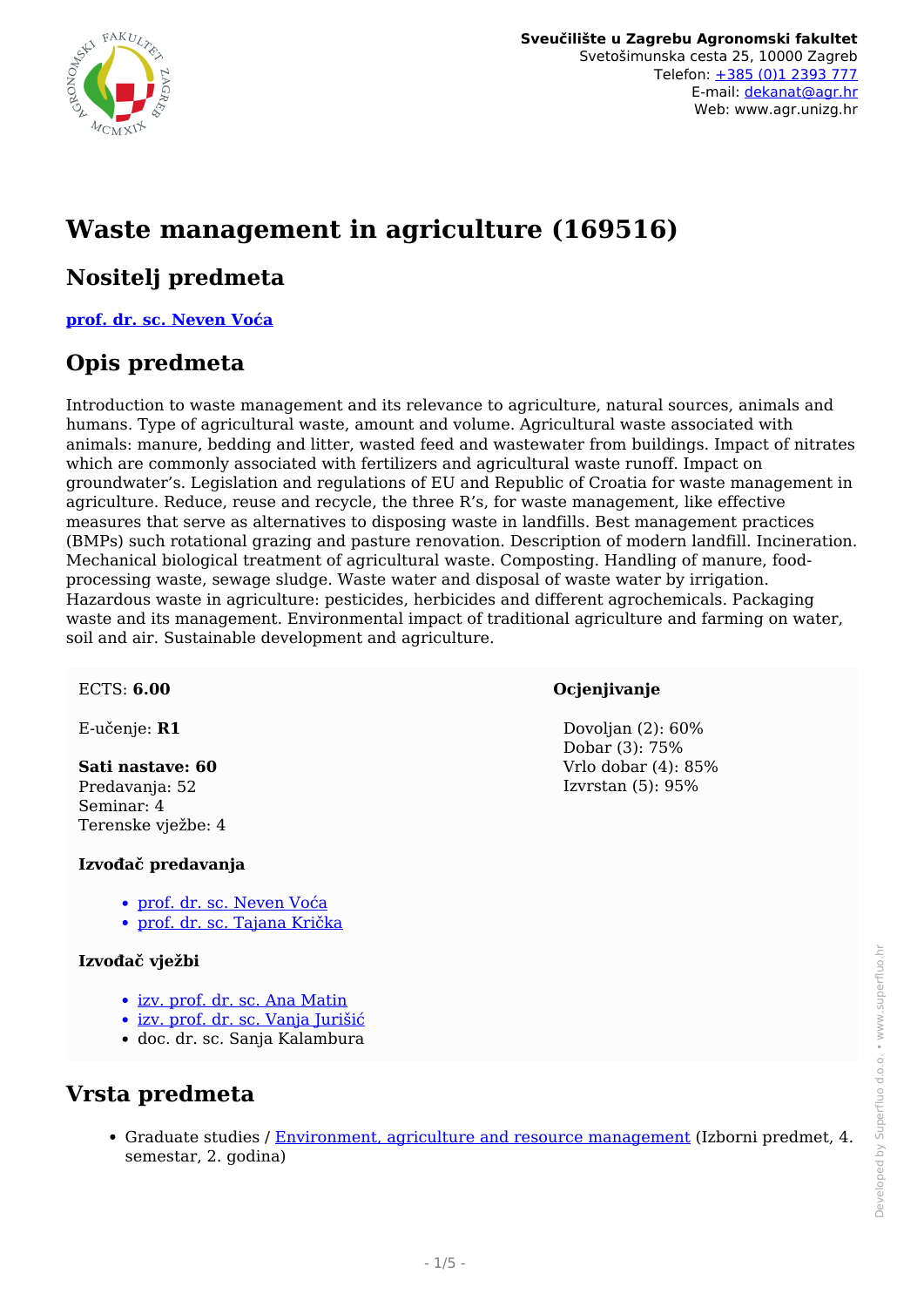**Sveučilište u Zagrebu Agronomski fakultet**
Svetošimunska cesta 25, 10000 Zagreb
Telefon: +385 (0)1 2393 777
E-mail: dekanat@agr.hr
Web: www.agr.unizg.hr

# Waste management in agriculture (169516)

## Nositelj predmeta

**prof. dr. sc. Neven Voća**

## Opis predmeta

Introduction to waste management and its relevance to agriculture, natural sources, animals and humans. Type of agricultural waste, amount and volume. Agricultural waste associated with animals: manure, bedding and litter, wasted feed and wastewater from buildings. Impact of nitrates which are commonly associated with fertilizers and agricultural waste runoff. Impact on groundwater's. Legislation and regulations of EU and Republic of Croatia for waste management in agriculture. Reduce, reuse and recycle, the three R's, for waste management, like effective measures that serve as alternatives to disposing waste in landfills. Best management practices (BMPs) such rotational grazing and pasture renovation. Description of modern landfill. Incineration. Mechanical biological treatment of agricultural waste. Composting. Handling of manure, food-processing waste, sewage sludge. Waste water and disposal of waste water by irrigation. Hazardous waste in agriculture: pesticides, herbicides and different agrochemicals. Packaging waste and its management. Environmental impact of traditional agriculture and farming on water, soil and air. Sustainable development and agriculture.

ECTS: **6.00**

E-učenje: **R1**

**Sati nastave: 60**
Predavanja: 52
Seminar: 4
Terenske vježbe: 4

**Izvođač predavanja**

- prof. dr. sc. Neven Voća
- prof. dr. sc. Tajana Krička

**Izvođač vježbi**

- izv. prof. dr. sc. Ana Matin
- izv. prof. dr. sc. Vanja Jurišić
- doc. dr. sc. Sanja Kalambura

**Ocjenjivanje**

Dovoljan (2): 60%
Dobar (3): 75%
Vrlo dobar (4): 85%
Izvrstan (5): 95%

## Vrsta predmeta

- Graduate studies / Environment, agriculture and resource management (Izborni predmet, 4. semestar, 2. godina)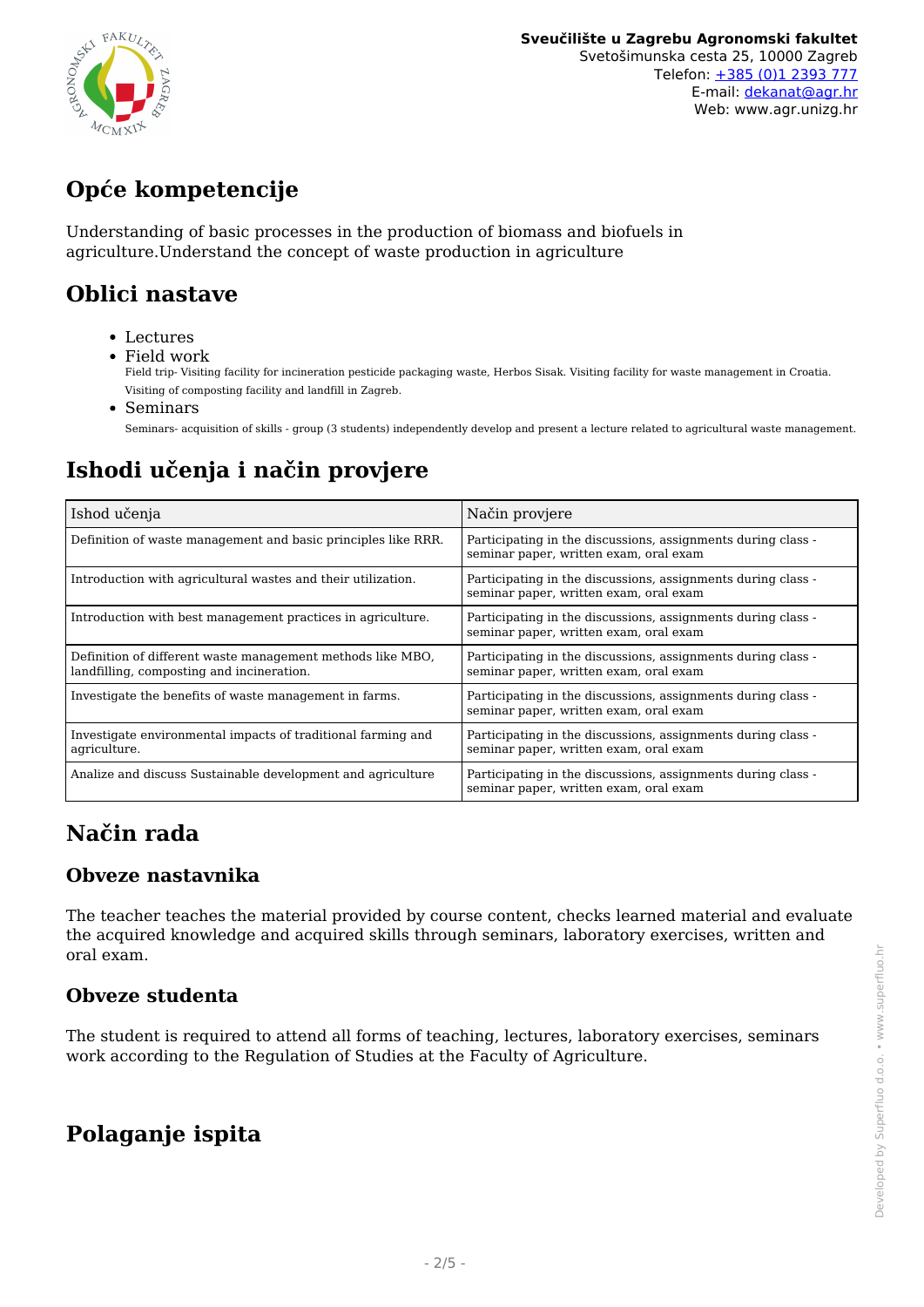# Opće kompetencije

Understanding of basic processes in the production of biomass and biofuels in agriculture.Understand the concept of waste production in agriculture

# Oblici nastave

- Lectures
- Field work
  Field trip- Visiting facility for incineration pesticide packaging waste, Herbos Sisak. Visiting facility for waste management in Croatia. Visiting of composting facility and landfill in Zagreb.
- Seminars
  Seminars- acquisition of skills - group (3 students) independently develop and present a lecture related to agricultural waste management.

# Ishodi učenja i način provjere

| Ishod učenja | Način provjere |
|---|---|
| Definition of waste management and basic principles like RRR. | Participating in the discussions, assignments during class - seminar paper, written exam, oral exam |
| Introduction with agricultural wastes and their utilization. | Participating in the discussions, assignments during class - seminar paper, written exam, oral exam |
| Introduction with best management practices in agriculture. | Participating in the discussions, assignments during class - seminar paper, written exam, oral exam |
| Definition of different waste management methods like MBO, landfilling, composting and incineration. | Participating in the discussions, assignments during class - seminar paper, written exam, oral exam |
| Investigate the benefits of waste management in farms. | Participating in the discussions, assignments during class - seminar paper, written exam, oral exam |
| Investigate environmental impacts of traditional farming and agriculture. | Participating in the discussions, assignments during class - seminar paper, written exam, oral exam |
| Analize and discuss Sustainable development and agriculture | Participating in the discussions, assignments during class - seminar paper, written exam, oral exam |

# Način rada

## Obveze nastavnika

The teacher teaches the material provided by course content, checks learned material and evaluate the acquired knowledge and acquired skills through seminars, laboratory exercises, written and oral exam.

## Obveze studenta

The student is required to attend all forms of teaching, lectures, laboratory exercises, seminars work according to the Regulation of Studies at the Faculty of Agriculture.

# Polaganje ispita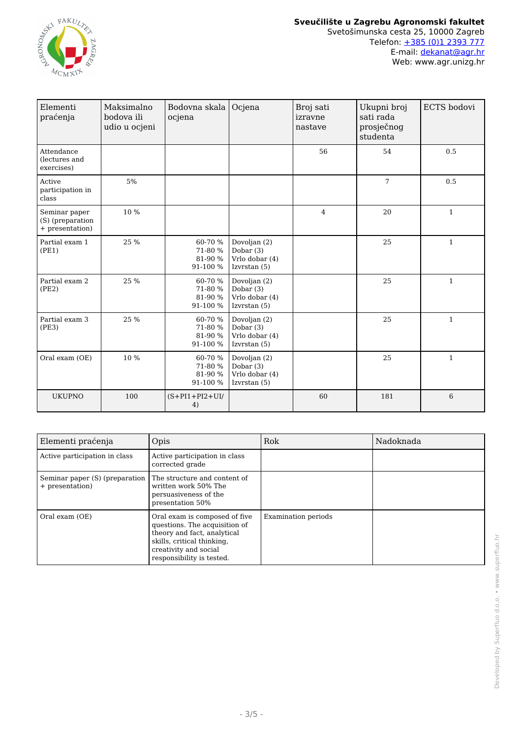| Elementi praćenja | Maksimalno bodova ili udio u ocjeni | Bodovna skala ocjena | Ocjena | Broj sati izravne nastave | Ukupni broj sati rada prosječnog studenta | ECTS bodovi |
|---|---|---|---|---|---|---|
| Attendance (lectures and exercises) | | | | 56 | 54 | 0.5 |
| Active participation in class | 5% | | | | 7 | 0.5 |
| Seminar paper (S) (preparation + presentation) | 10 % | | | 4 | 20 | 1 |
| Partial exam 1 (PE1) | 25 % | 60-70 %<br>71-80 %<br>81-90 %<br>91-100 % | Dovoljan (2)<br>Dobar (3)<br>Vrlo dobar (4)<br>Izvrstan (5) | | 25 | 1 |
| Partial exam 2 (PE2) | 25 % | 60-70 %<br>71-80 %<br>81-90 %<br>91-100 % | Dovoljan (2)<br>Dobar (3)<br>Vrlo dobar (4)<br>Izvrstan (5) | | 25 | 1 |
| Partial exam 3 (PE3) | 25 % | 60-70 %<br>71-80 %<br>81-90 %<br>91-100 % | Dovoljan (2)<br>Dobar (3)<br>Vrlo dobar (4)<br>Izvrstan (5) | | 25 | 1 |
| Oral exam (OE) | 10 % | 60-70 %<br>71-80 %<br>81-90 %<br>91-100 % | Dovoljan (2)<br>Dobar (3)<br>Vrlo dobar (4)<br>Izvrstan (5) | | 25 | 1 |
| UKUPNO | 100 | (S+PI1+PI2+UI/ 4) | | 60 | 181 | 6 |

| Elementi praćenja | Opis | Rok | Nadoknada |
|---|---|---|---|
| Active participation in class | Active participation in class corrected grade | | |
| Seminar paper (S) (preparation + presentation) | The structure and content of written work 50% The persuasiveness of the presentation 50% | | |
| Oral exam (OE) | Oral exam is composed of five questions. The acquisition of theory and fact, analytical skills, critical thinking, creativity and social responsibility is tested. | Examination periods | |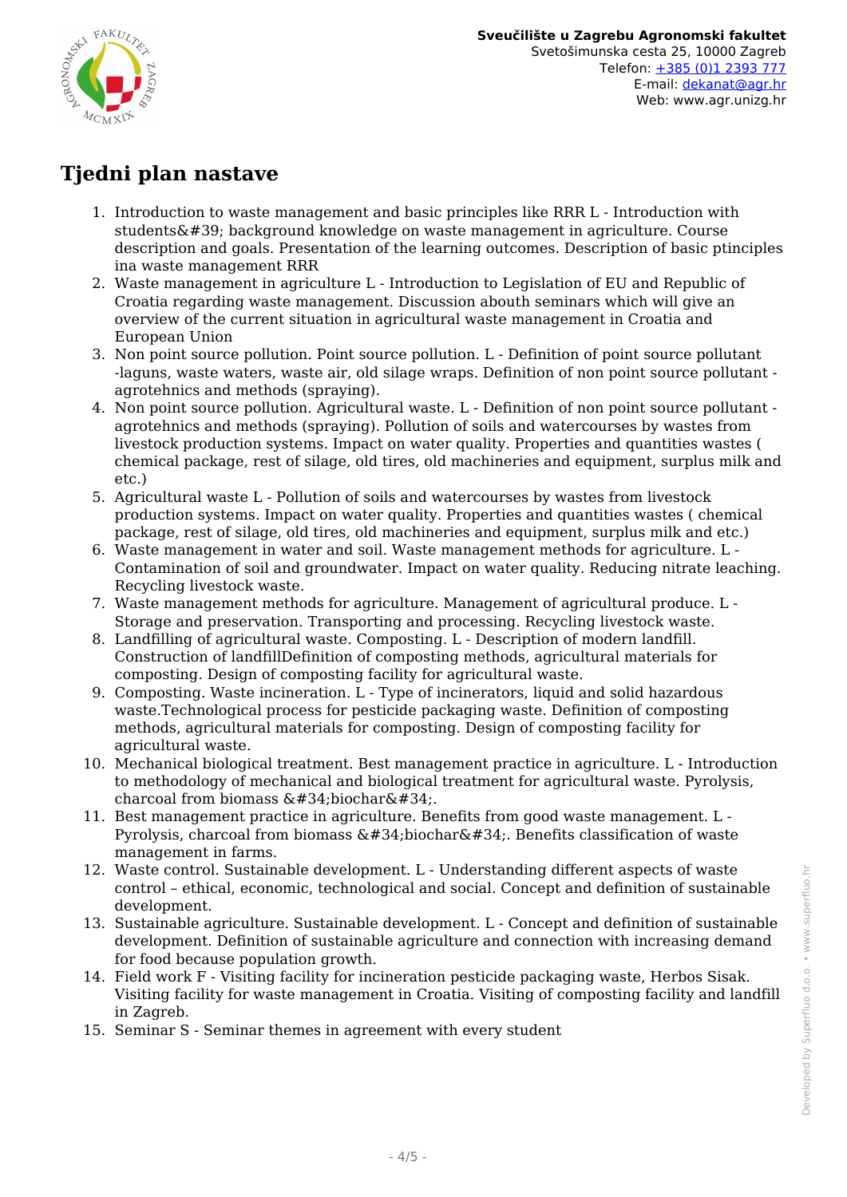# Tjedni plan nastave

1. Introduction to waste management and basic principles like RRR L - Introduction with students&#39; background knowledge on waste management in agriculture. Course description and goals. Presentation of the learning outcomes. Description of basic ptinciples ina waste management RRR
2. Waste management in agriculture L - Introduction to Legislation of EU and Republic of Croatia regarding waste management. Discussion abouth seminars which will give an overview of the current situation in agricultural waste management in Croatia and European Union
3. Non point source pollution. Point source pollution. L - Definition of point source pollutant -laguns, waste waters, waste air, old silage wraps. Definition of non point source pollutant - agrotehnics and methods (spraying).
4. Non point source pollution. Agricultural waste. L - Definition of non point source pollutant - agrotehnics and methods (spraying). Pollution of soils and watercourses by wastes from livestock production systems. Impact on water quality. Properties and quantities wastes ( chemical package, rest of silage, old tires, old machineries and equipment, surplus milk and etc.)
5. Agricultural waste L - Pollution of soils and watercourses by wastes from livestock production systems. Impact on water quality. Properties and quantities wastes ( chemical package, rest of silage, old tires, old machineries and equipment, surplus milk and etc.)
6. Waste management in water and soil. Waste management methods for agriculture. L - Contamination of soil and groundwater. Impact on water quality. Reducing nitrate leaching. Recycling livestock waste.
7. Waste management methods for agriculture. Management of agricultural produce. L - Storage and preservation. Transporting and processing. Recycling livestock waste.
8. Landfilling of agricultural waste. Composting. L - Description of modern landfill. Construction of landfillDefinition of composting methods, agricultural materials for composting. Design of composting facility for agricultural waste.
9. Composting. Waste incineration. L - Type of incinerators, liquid and solid hazardous waste.Technological process for pesticide packaging waste. Definition of composting methods, agricultural materials for composting. Design of composting facility for agricultural waste.
10. Mechanical biological treatment. Best management practice in agriculture. L - Introduction to methodology of mechanical and biological treatment for agricultural waste. Pyrolysis, charcoal from biomass &#34;biochar&#34;.
11. Best management practice in agriculture. Benefits from good waste management. L - Pyrolysis, charcoal from biomass &#34;biochar&#34;. Benefits classification of waste management in farms.
12. Waste control. Sustainable development. L - Understanding different aspects of waste control – ethical, economic, technological and social. Concept and definition of sustainable development.
13. Sustainable agriculture. Sustainable development. L - Concept and definition of sustainable development. Definition of sustainable agriculture and connection with increasing demand for food because population growth.
14. Field work F - Visiting facility for incineration pesticide packaging waste, Herbos Sisak. Visiting facility for waste management in Croatia. Visiting of composting facility and landfill in Zagreb.
15. Seminar S - Seminar themes in agreement with every student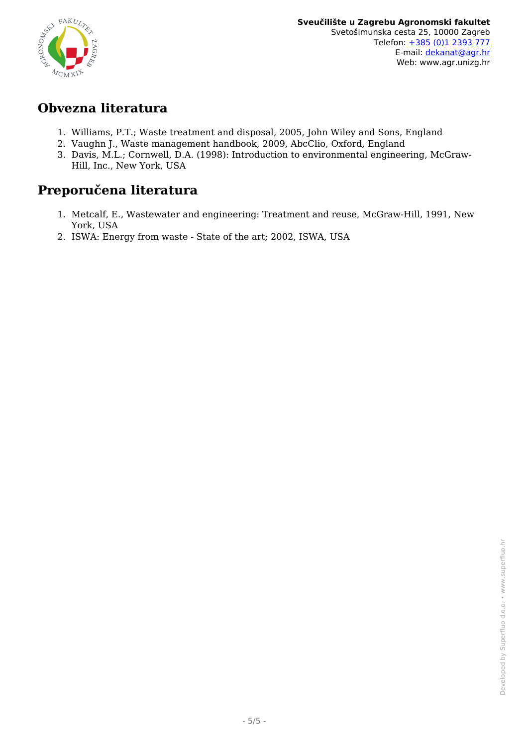## Obvezna literatura

1. Williams, P.T.; Waste treatment and disposal, 2005, John Wiley and Sons, England
2. Vaughn J., Waste management handbook, 2009, AbcClio, Oxford, England
3. Davis, M.L.; Cornwell, D.A. (1998): Introduction to environmental engineering, McGraw-Hill, Inc., New York, USA

## Preporučena literatura

1. Metcalf, E., Wastewater and engineering: Treatment and reuse, McGraw-Hill, 1991, New York, USA
2. ISWA: Energy from waste - State of the art; 2002, ISWA, USA